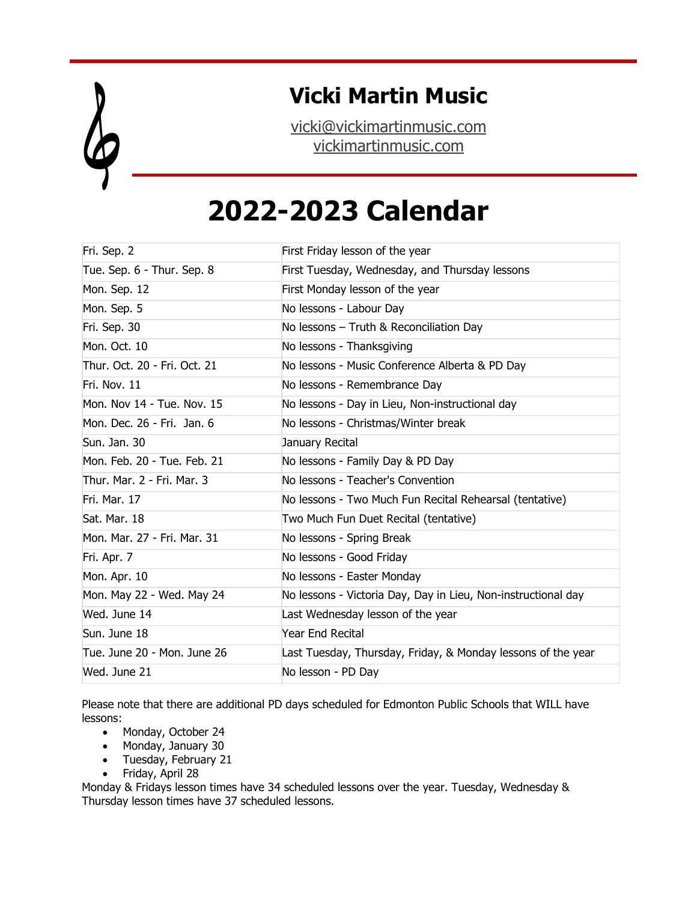# Vicki Martin Music

vicki@vickimartinmusic.com
vickimartinmusic.com

# 2022-2023 Calendar

| | |
|---|---|
| Fri. Sep. 2 | First Friday lesson of the year |
| Tue. Sep. 6 - Thur. Sep. 8 | First Tuesday, Wednesday, and Thursday lessons |
| Mon. Sep. 12 | First Monday lesson of the year |
| Mon. Sep. 5 | No lessons - Labour Day |
| Fri. Sep. 30 | No lessons – Truth & Reconciliation Day |
| Mon. Oct. 10 | No lessons - Thanksgiving |
| Thur. Oct. 20 - Fri. Oct. 21 | No lessons - Music Conference Alberta & PD Day |
| Fri. Nov. 11 | No lessons - Remembrance Day |
| Mon. Nov 14 - Tue. Nov. 15 | No lessons - Day in Lieu, Non-instructional day |
| Mon. Dec. 26 - Fri. Jan. 6 | No lessons - Christmas/Winter break |
| Sun. Jan. 30 | January Recital |
| Mon. Feb. 20 - Tue. Feb. 21 | No lessons - Family Day & PD Day |
| Thur. Mar. 2 - Fri. Mar. 3 | No lessons - Teacher's Convention |
| Fri. Mar. 17 | No lessons - Two Much Fun Recital Rehearsal (tentative) |
| Sat. Mar. 18 | Two Much Fun Duet Recital (tentative) |
| Mon. Mar. 27 - Fri. Mar. 31 | No lessons - Spring Break |
| Fri. Apr. 7 | No lessons - Good Friday |
| Mon. Apr. 10 | No lessons - Easter Monday |
| Mon. May 22 - Wed. May 24 | No lessons - Victoria Day, Day in Lieu, Non-instructional day |
| Wed. June 14 | Last Wednesday lesson of the year |
| Sun. June 18 | Year End Recital |
| Tue. June 20 - Mon. June 26 | Last Tuesday, Thursday, Friday, & Monday lessons of the year |
| Wed. June 21 | No lesson - PD Day |

Please note that there are additional PD days scheduled for Edmonton Public Schools that WILL have lessons:

- Monday, October 24
- Monday, January 30
- Tuesday, February 21
- Friday, April 28

Monday & Fridays lesson times have 34 scheduled lessons over the year. Tuesday, Wednesday & Thursday lesson times have 37 scheduled lessons.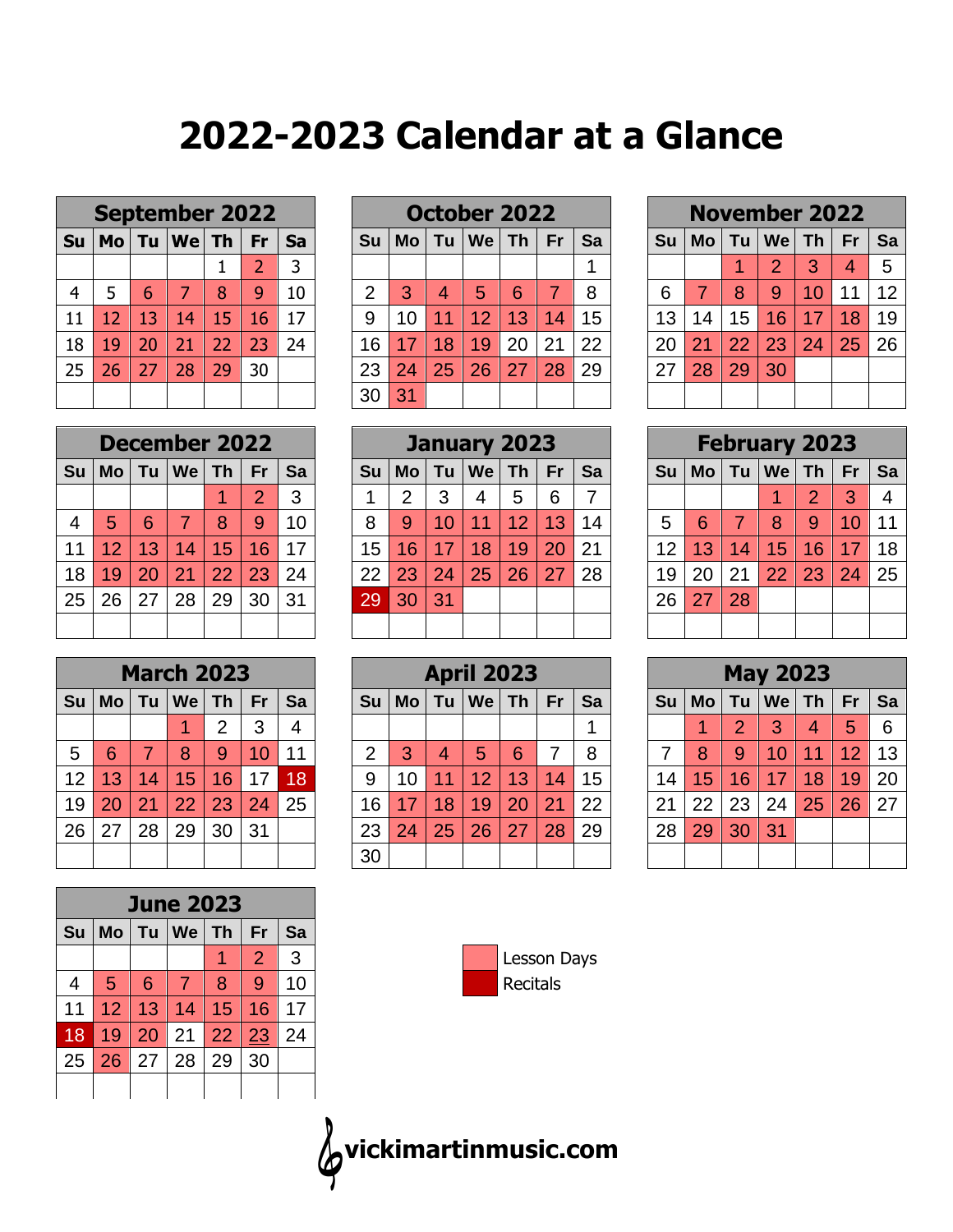# 2022-2023 Calendar at a Glance

**September 2022**

| Su | Mo | Tu | We | Th | Fr | Sa |
|---|---|---|---|---|---|---|
| | | | | 1 | 2 | 3 |
| 4 | 5 | 6 | 7 | 8 | 9 | 10 |
| 11 | 12 | 13 | 14 | 15 | 16 | 17 |
| 18 | 19 | 20 | 21 | 22 | 23 | 24 |
| 25 | 26 | 27 | 28 | 29 | 30 | |

**October 2022**

| Su | Mo | Tu | We | Th | Fr | Sa |
|---|---|---|---|---|---|---|
| | | | | | | 1 |
| 2 | 3 | 4 | 5 | 6 | 7 | 8 |
| 9 | 10 | 11 | 12 | 13 | 14 | 15 |
| 16 | 17 | 18 | 19 | 20 | 21 | 22 |
| 23 | 24 | 25 | 26 | 27 | 28 | 29 |
| 30 | 31 | | | | | |

**November 2022**

| Su | Mo | Tu | We | Th | Fr | Sa |
|---|---|---|---|---|---|---|
| | | 1 | 2 | 3 | 4 | 5 |
| 6 | 7 | 8 | 9 | 10 | 11 | 12 |
| 13 | 14 | 15 | 16 | 17 | 18 | 19 |
| 20 | 21 | 22 | 23 | 24 | 25 | 26 |
| 27 | 28 | 29 | 30 | | | |

**December 2022**

| Su | Mo | Tu | We | Th | Fr | Sa |
|---|---|---|---|---|---|---|
| | | | | 1 | 2 | 3 |
| 4 | 5 | 6 | 7 | 8 | 9 | 10 |
| 11 | 12 | 13 | 14 | 15 | 16 | 17 |
| 18 | 19 | 20 | 21 | 22 | 23 | 24 |
| 25 | 26 | 27 | 28 | 29 | 30 | 31 |

**January 2023**

| Su | Mo | Tu | We | Th | Fr | Sa |
|---|---|---|---|---|---|---|
| 1 | 2 | 3 | 4 | 5 | 6 | 7 |
| 8 | 9 | 10 | 11 | 12 | 13 | 14 |
| 15 | 16 | 17 | 18 | 19 | 20 | 21 |
| 22 | 23 | 24 | 25 | 26 | 27 | 28 |
| 29 | 30 | 31 | | | | |

**February 2023**

| Su | Mo | Tu | We | Th | Fr | Sa |
|---|---|---|---|---|---|---|
| | | | 1 | 2 | 3 | 4 |
| 5 | 6 | 7 | 8 | 9 | 10 | 11 |
| 12 | 13 | 14 | 15 | 16 | 17 | 18 |
| 19 | 20 | 21 | 22 | 23 | 24 | 25 |
| 26 | 27 | 28 | | | | |

**March 2023**

| Su | Mo | Tu | We | Th | Fr | Sa |
|---|---|---|---|---|---|---|
| | | | 1 | 2 | 3 | 4 |
| 5 | 6 | 7 | 8 | 9 | 10 | 11 |
| 12 | 13 | 14 | 15 | 16 | 17 | 18 |
| 19 | 20 | 21 | 22 | 23 | 24 | 25 |
| 26 | 27 | 28 | 29 | 30 | 31 | |

**April 2023**

| Su | Mo | Tu | We | Th | Fr | Sa |
|---|---|---|---|---|---|---|
| | | | | | | 1 |
| 2 | 3 | 4 | 5 | 6 | 7 | 8 |
| 9 | 10 | 11 | 12 | 13 | 14 | 15 |
| 16 | 17 | 18 | 19 | 20 | 21 | 22 |
| 23 | 24 | 25 | 26 | 27 | 28 | 29 |
| 30 | | | | | | |

**May 2023**

| Su | Mo | Tu | We | Th | Fr | Sa |
|---|---|---|---|---|---|---|
| | 1 | 2 | 3 | 4 | 5 | 6 |
| 7 | 8 | 9 | 10 | 11 | 12 | 13 |
| 14 | 15 | 16 | 17 | 18 | 19 | 20 |
| 21 | 22 | 23 | 24 | 25 | 26 | 27 |
| 28 | 29 | 30 | 31 | | | |

**June 2023**

| Su | Mo | Tu | We | Th | Fr | Sa |
|---|---|---|---|---|---|---|
| | | | | 1 | 2 | 3 |
| 4 | 5 | 6 | 7 | 8 | 9 | 10 |
| 11 | 12 | 13 | 14 | 15 | 16 | 17 |
| 18 | 19 | 20 | 21 | 22 | 23 | 24 |
| 25 | 26 | 27 | 28 | 29 | 30 | |

Lesson Days

Recitals

vickimartinmusic.com